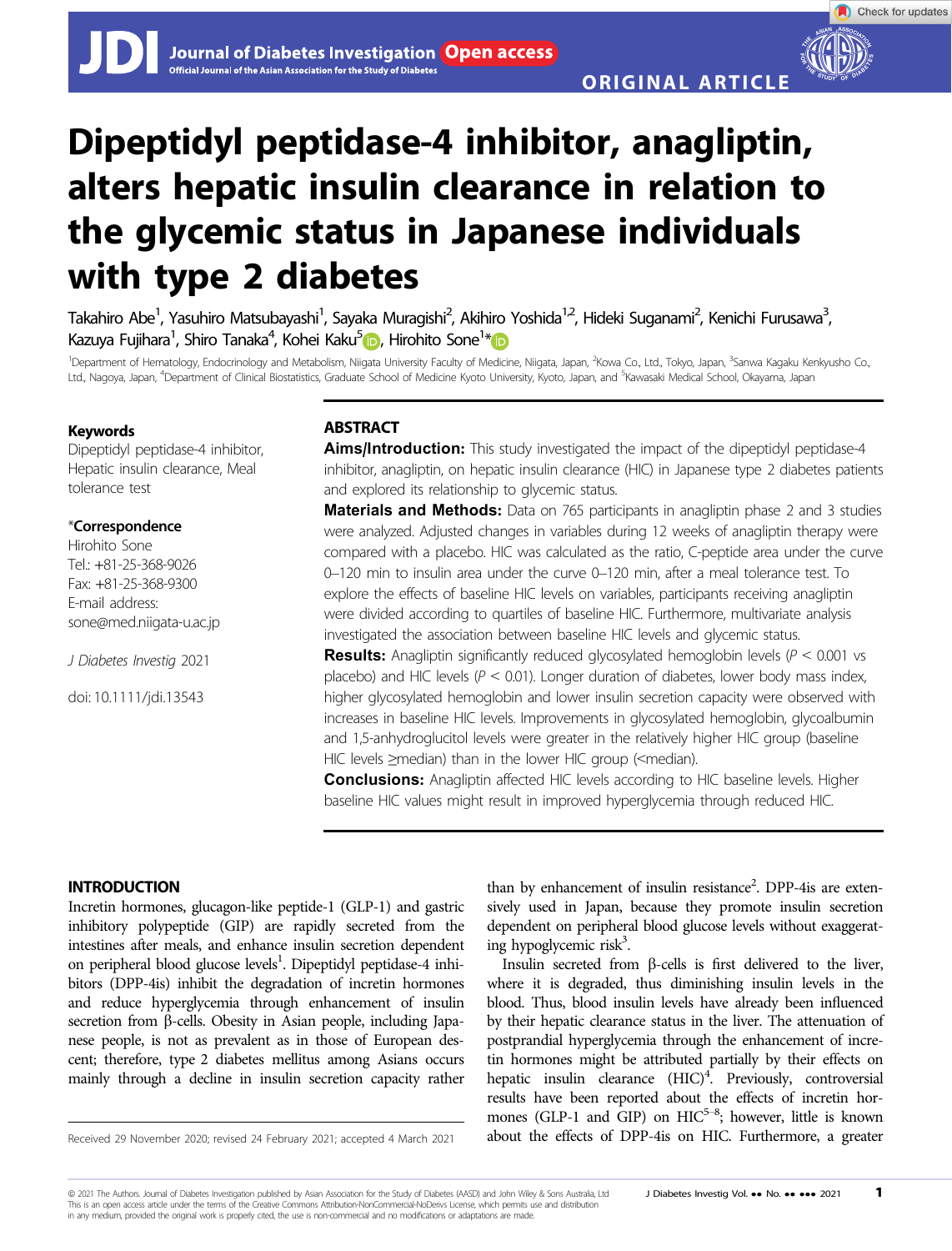ORIGINAL ARTICLE

# Dipeptidyl peptidase-4 inhibitor, anagliptin, alters hepatic insulin clearance in relation to the glycemic status in Japanese individuals with type 2 diabetes

Takahiro Abe[1], Yasuhiro Matsubayashi[1], Sayaka Muragishi[2], Akihiro Yoshida[1,2], Hideki Suganami[2], Kenichi Furusawa[3], Kazuya Fujihara[1], Shiro Tanaka[4], Kohei Kaku[5], Hirohito Sone[1]*

[1]Department of Hematology, Endocrinology and Metabolism, Niigata University Faculty of Medicine, Niigata, Japan, [2]Kowa Co., Ltd., Tokyo, Japan, [3]Sanwa Kagaku Kenkyusho Co., Ltd., Nagoya, Japan, [4]Department of Clinical Biostatistics, Graduate School of Medicine Kyoto University, Kyoto, Japan, and [5]Kawasaki Medical School, Okayama, Japan

**Keywords**

Dipeptidyl peptidase-4 inhibitor, Hepatic insulin clearance, Meal tolerance test

***Correspondence**

Hirohito Sone
Tel.: +81-25-368-9026
Fax: +81-25-368-9300
E-mail address: sone@med.niigata-u.ac.jp

*J Diabetes Investig* 2021

doi: 10.1111/jdi.13543

## ABSTRACT

**Aims/Introduction:** This study investigated the impact of the dipeptidyl peptidase-4 inhibitor, anagliptin, on hepatic insulin clearance (HIC) in Japanese type 2 diabetes patients and explored its relationship to glycemic status.

**Materials and Methods:** Data on 765 participants in anagliptin phase 2 and 3 studies were analyzed. Adjusted changes in variables during 12 weeks of anagliptin therapy were compared with a placebo. HIC was calculated as the ratio, C-peptide area under the curve 0–120 min to insulin area under the curve 0–120 min, after a meal tolerance test. To explore the effects of baseline HIC levels on variables, participants receiving anagliptin were divided according to quartiles of baseline HIC. Furthermore, multivariate analysis investigated the association between baseline HIC levels and glycemic status.

**Results:** Anagliptin significantly reduced glycosylated hemoglobin levels ($P < 0.001$ vs placebo) and HIC levels ($P < 0.01$). Longer duration of diabetes, lower body mass index, higher glycosylated hemoglobin and lower insulin secretion capacity were observed with increases in baseline HIC levels. Improvements in glycosylated hemoglobin, glycoalbumin and 1,5-anhydroglucitol levels were greater in the relatively higher HIC group (baseline HIC levels ≥median) than in the lower HIC group (<median).

**Conclusions:** Anagliptin affected HIC levels according to HIC baseline levels. Higher baseline HIC values might result in improved hyperglycemia through reduced HIC.

## INTRODUCTION

Incretin hormones, glucagon-like peptide-1 (GLP-1) and gastric inhibitory polypeptide (GIP) are rapidly secreted from the intestines after meals, and enhance insulin secretion dependent on peripheral blood glucose levels[1]. Dipeptidyl peptidase-4 inhibitors (DPP-4is) inhibit the degradation of incretin hormones and reduce hyperglycemia through enhancement of insulin secretion from β-cells. Obesity in Asian people, including Japanese people, is not as prevalent as in those of European descent; therefore, type 2 diabetes mellitus among Asians occurs mainly through a decline in insulin secretion capacity rather than by enhancement of insulin resistance[2]. DPP-4is are extensively used in Japan, because they promote insulin secretion dependent on peripheral blood glucose levels without exaggerating hypoglycemic risk[3].

Insulin secreted from β-cells is first delivered to the liver, where it is degraded, thus diminishing insulin levels in the blood. Thus, blood insulin levels have already been influenced by their hepatic clearance status in the liver. The attenuation of postprandial hyperglycemia through the enhancement of incretin hormones might be attributed partially by their effects on hepatic insulin clearance (HIC)[4]. Previously, controversial results have been reported about the effects of incretin hormones (GLP-1 and GIP) on HIC[5–8]; however, little is known about the effects of DPP-4is on HIC. Furthermore, a greater

Received 29 November 2020; revised 24 February 2021; accepted 4 March 2021

© 2021 The Authors. Journal of Diabetes Investigation published by Asian Association for the Study of Diabetes (AASD) and John Wiley & Sons Australia, Ltd
This is an open access article under the terms of the Creative Commons Attribution-NonCommercial-NoDerivs License, which permits use and distribution in any medium, provided the original work is properly cited, the use is non-commercial and no modifications or adaptations are made.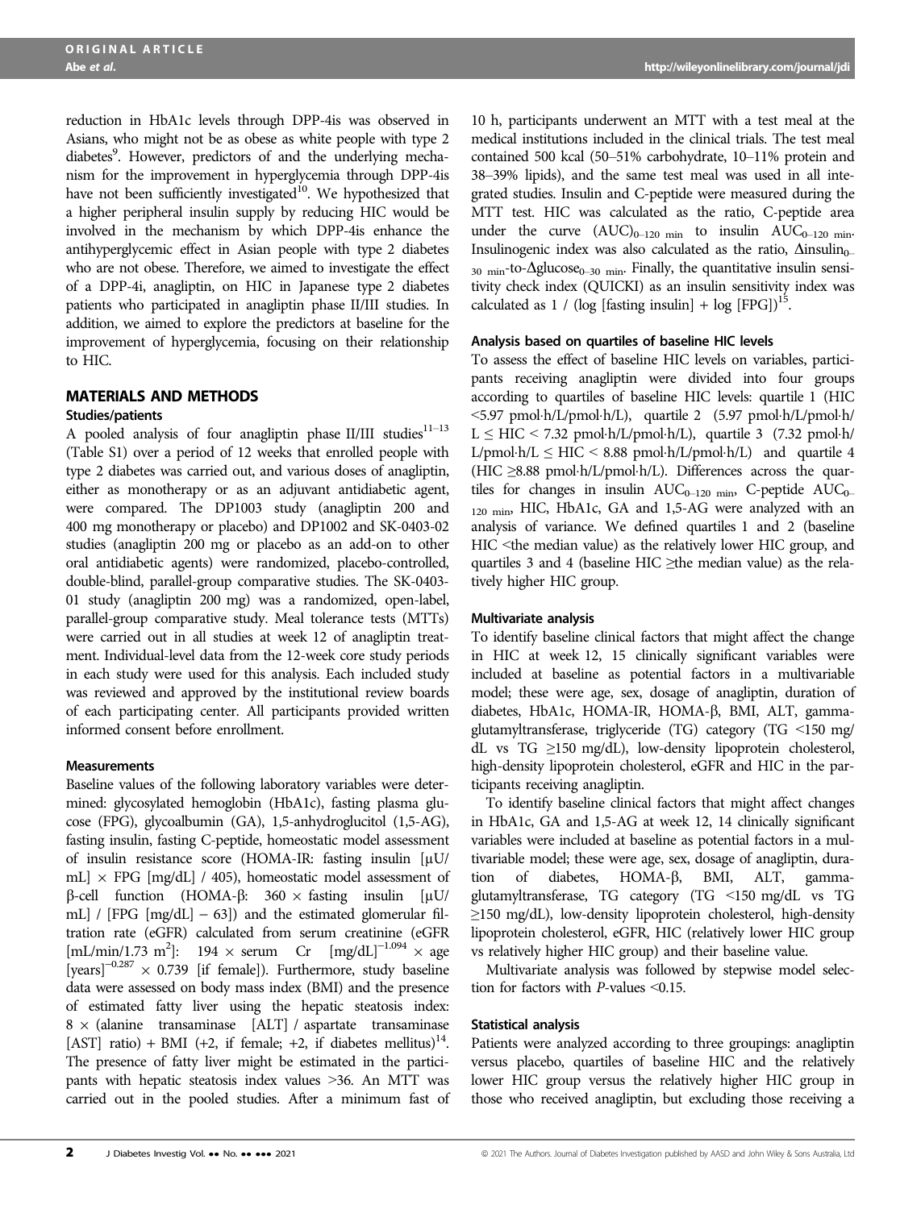reduction in HbA1c levels through DPP-4is was observed in Asians, who might not be as obese as white people with type 2 diabetes[9]. However, predictors of and the underlying mechanism for the improvement in hyperglycemia through DPP-4is have not been sufficiently investigated[10]. We hypothesized that a higher peripheral insulin supply by reducing HIC would be involved in the mechanism by which DPP-4is enhance the antihyperglycemic effect in Asian people with type 2 diabetes who are not obese. Therefore, we aimed to investigate the effect of a DPP-4i, anagliptin, on HIC in Japanese type 2 diabetes patients who participated in anagliptin phase II/III studies. In addition, we aimed to explore the predictors at baseline for the improvement of hyperglycemia, focusing on their relationship to HIC.

## MATERIALS AND METHODS

### Studies/patients

A pooled analysis of four anagliptin phase II/III studies[11–13] (Table S1) over a period of 12 weeks that enrolled people with type 2 diabetes was carried out, and various doses of anagliptin, either as monotherapy or as an adjuvant antidiabetic agent, were compared. The DP1003 study (anagliptin 200 and 400 mg monotherapy or placebo) and DP1002 and SK-0403-02 studies (anagliptin 200 mg or placebo as an add-on to other oral antidiabetic agents) were randomized, placebo-controlled, double-blind, parallel-group comparative studies. The SK-0403-01 study (anagliptin 200 mg) was a randomized, open-label, parallel-group comparative study. Meal tolerance tests (MTTs) were carried out in all studies at week 12 of anagliptin treatment. Individual-level data from the 12-week core study periods in each study were used for this analysis. Each included study was reviewed and approved by the institutional review boards of each participating center. All participants provided written informed consent before enrollment.

### Measurements

Baseline values of the following laboratory variables were determined: glycosylated hemoglobin (HbA1c), fasting plasma glucose (FPG), glycoalbumin (GA), 1,5-anhydroglucitol (1,5-AG), fasting insulin, fasting C-peptide, homeostatic model assessment of insulin resistance score (HOMA-IR: fasting insulin [μU/mL] × FPG [mg/dL] / 405), homeostatic model assessment of β-cell function (HOMA-β: 360 × fasting insulin [μU/mL] / [FPG [mg/dL] − 63]) and the estimated glomerular filtration rate (eGFR) calculated from serum creatinine (eGFR [mL/min/1.73 $m^2$]: 194 × serum Cr $[mg/dL]^{-1.094}$ × age $[years]^{-0.287}$ × 0.739 [if female]). Furthermore, study baseline data were assessed on body mass index (BMI) and the presence of estimated fatty liver using the hepatic steatosis index: 8 × (alanine transaminase [ALT] / aspartate transaminase [AST] ratio) + BMI (+2, if female; +2, if diabetes mellitus)[14]. The presence of fatty liver might be estimated in the participants with hepatic steatosis index values >36. An MTT was carried out in the pooled studies. After a minimum fast of 10 h, participants underwent an MTT with a test meal at the medical institutions included in the clinical trials. The test meal contained 500 kcal (50–51% carbohydrate, 10–11% protein and 38–39% lipids), and the same test meal was used in all integrated studies. Insulin and C-peptide were measured during the MTT test. HIC was calculated as the ratio, C-peptide area under the curve $(AUC)_{0–120\ min}$ to insulin $AUC_{0–120\ min}$. Insulinogenic index was also calculated as the ratio, $\Delta insulin_{0–30\ min}$-to-$\Delta glucose_{0–30\ min}$. Finally, the quantitative insulin sensitivity check index (QUICKI) as an insulin sensitivity index was calculated as 1 / (log [fasting insulin] + log [FPG])[15].

### Analysis based on quartiles of baseline HIC levels

To assess the effect of baseline HIC levels on variables, participants receiving anagliptin were divided into four groups according to quartiles of baseline HIC levels: quartile 1 (HIC <5.97 pmol·h/L/pmol·h/L), quartile 2 (5.97 pmol·h/L/pmol·h/L ≤ HIC < 7.32 pmol·h/L/pmol·h/L), quartile 3 (7.32 pmol·h/L/pmol·h/L ≤ HIC < 8.88 pmol·h/L/pmol·h/L) and quartile 4 (HIC ≥8.88 pmol·h/L/pmol·h/L). Differences across the quartiles for changes in insulin $AUC_{0–120\ min}$, C-peptide $AUC_{0–120\ min}$, HIC, HbA1c, GA and 1,5-AG were analyzed with an analysis of variance. We defined quartiles 1 and 2 (baseline HIC <the median value) as the relatively lower HIC group, and quartiles 3 and 4 (baseline HIC ≥the median value) as the relatively higher HIC group.

### Multivariate analysis

To identify baseline clinical factors that might affect the change in HIC at week 12, 15 clinically significant variables were included at baseline as potential factors in a multivariable model; these were age, sex, dosage of anagliptin, duration of diabetes, HbA1c, HOMA-IR, HOMA-β, BMI, ALT, gamma-glutamyltransferase, triglyceride (TG) category (TG <150 mg/dL vs TG ≥150 mg/dL), low-density lipoprotein cholesterol, high-density lipoprotein cholesterol, eGFR and HIC in the participants receiving anagliptin.

To identify baseline clinical factors that might affect changes in HbA1c, GA and 1,5-AG at week 12, 14 clinically significant variables were included at baseline as potential factors in a multivariable model; these were age, sex, dosage of anagliptin, duration of diabetes, HOMA-β, BMI, ALT, gamma-glutamyltransferase, TG category (TG <150 mg/dL vs TG ≥150 mg/dL), low-density lipoprotein cholesterol, high-density lipoprotein cholesterol, eGFR, HIC (relatively lower HIC group vs relatively higher HIC group) and their baseline value.

Multivariate analysis was followed by stepwise model selection for factors with *P*-values <0.15.

### Statistical analysis

Patients were analyzed according to three groupings: anagliptin versus placebo, quartiles of baseline HIC and the relatively lower HIC group versus the relatively higher HIC group in those who received anagliptin, but excluding those receiving a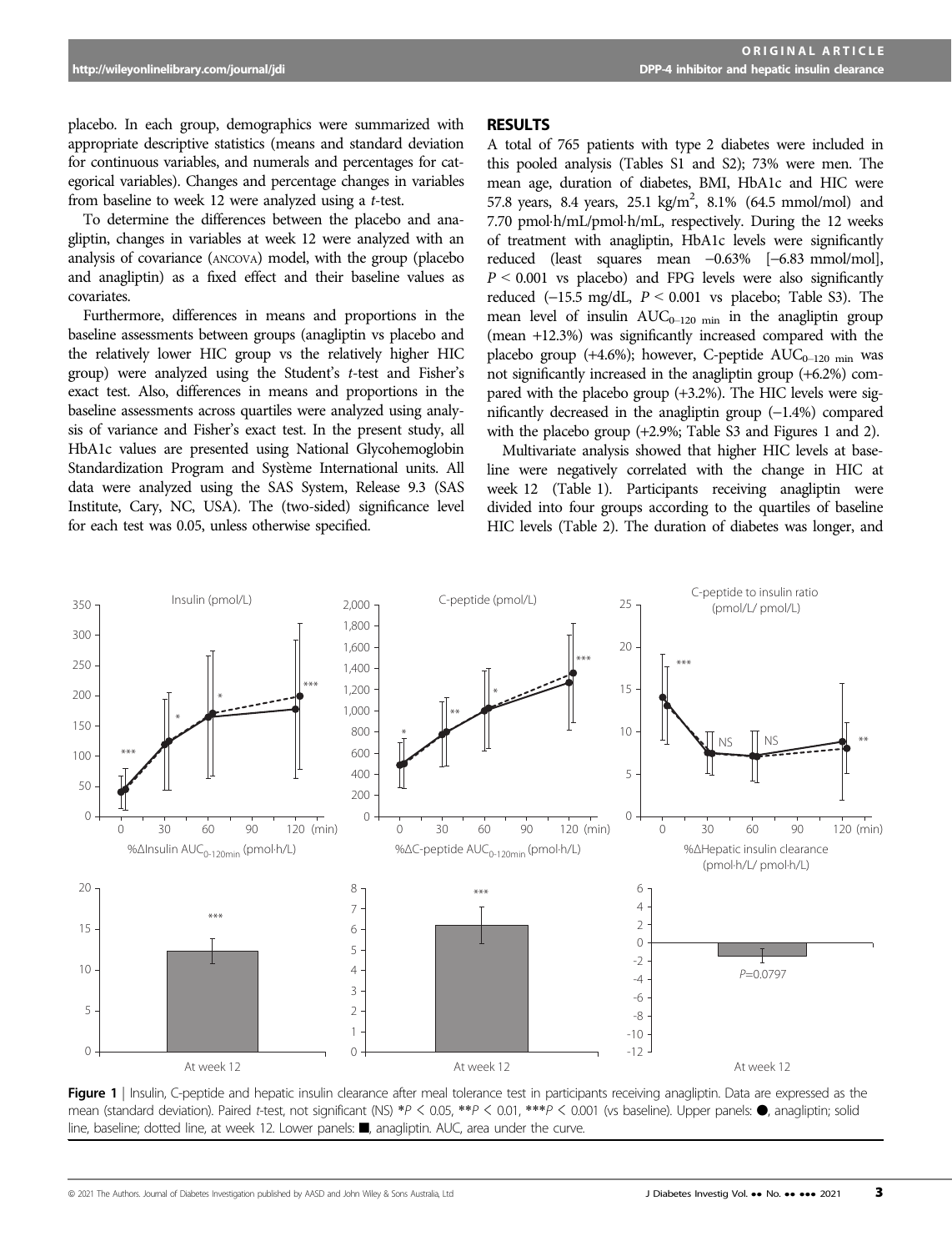placebo. In each group, demographics were summarized with appropriate descriptive statistics (means and standard deviation for continuous variables, and numerals and percentages for categorical variables). Changes and percentage changes in variables from baseline to week 12 were analyzed using a *t*-test.

To determine the differences between the placebo and anagliptin, changes in variables at week 12 were analyzed with an analysis of covariance (ANCOVA) model, with the group (placebo and anagliptin) as a fixed effect and their baseline values as covariates.

Furthermore, differences in means and proportions in the baseline assessments between groups (anagliptin vs placebo and the relatively lower HIC group vs the relatively higher HIC group) were analyzed using the Student's *t*-test and Fisher's exact test. Also, differences in means and proportions in the baseline assessments across quartiles were analyzed using analysis of variance and Fisher's exact test. In the present study, all HbA1c values are presented using National Glycohemoglobin Standardization Program and Système International units. All data were analyzed using the SAS System, Release 9.3 (SAS Institute, Cary, NC, USA). The (two-sided) significance level for each test was 0.05, unless otherwise specified.

## RESULTS

A total of 765 patients with type 2 diabetes were included in this pooled analysis (Tables S1 and S2); 73% were men. The mean age, duration of diabetes, BMI, HbA1c and HIC were 57.8 years, 8.4 years, 25.1 kg/m$^2$, 8.1% (64.5 mmol/mol) and 7.70 pmol·h/mL/pmol·h/mL, respectively. During the 12 weeks of treatment with anagliptin, HbA1c levels were significantly reduced (least squares mean −0.63% [−6.83 mmol/mol], $P < 0.001$ vs placebo) and FPG levels were also significantly reduced (−15.5 mg/dL, $P < 0.001$ vs placebo; Table S3). The mean level of insulin $AUC_{0–120\ min}$ in the anagliptin group (mean +12.3%) was significantly increased compared with the placebo group (+4.6%); however, C-peptide $AUC_{0–120\ min}$ was not significantly increased in the anagliptin group (+6.2%) compared with the placebo group (+3.2%). The HIC levels were significantly decreased in the anagliptin group (−1.4%) compared with the placebo group (+2.9%; Table S3 and Figures 1 and 2).

Multivariate analysis showed that higher HIC levels at baseline were negatively correlated with the change in HIC at week 12 (Table 1). Participants receiving anagliptin were divided into four groups according to the quartiles of baseline HIC levels (Table 2). The duration of diabetes was longer, and

**Figure 1** | Insulin, C-peptide and hepatic insulin clearance after meal tolerance test in participants receiving anagliptin. Data are expressed as the mean (standard deviation). Paired *t*-test, not significant (NS) \*$P < 0.05$, \*\*$P < 0.01$, \*\*\*$P < 0.001$ (vs baseline). Upper panels: ●, anagliptin; solid line, baseline; dotted line, at week 12. Lower panels: ■, anagliptin. AUC, area under the curve.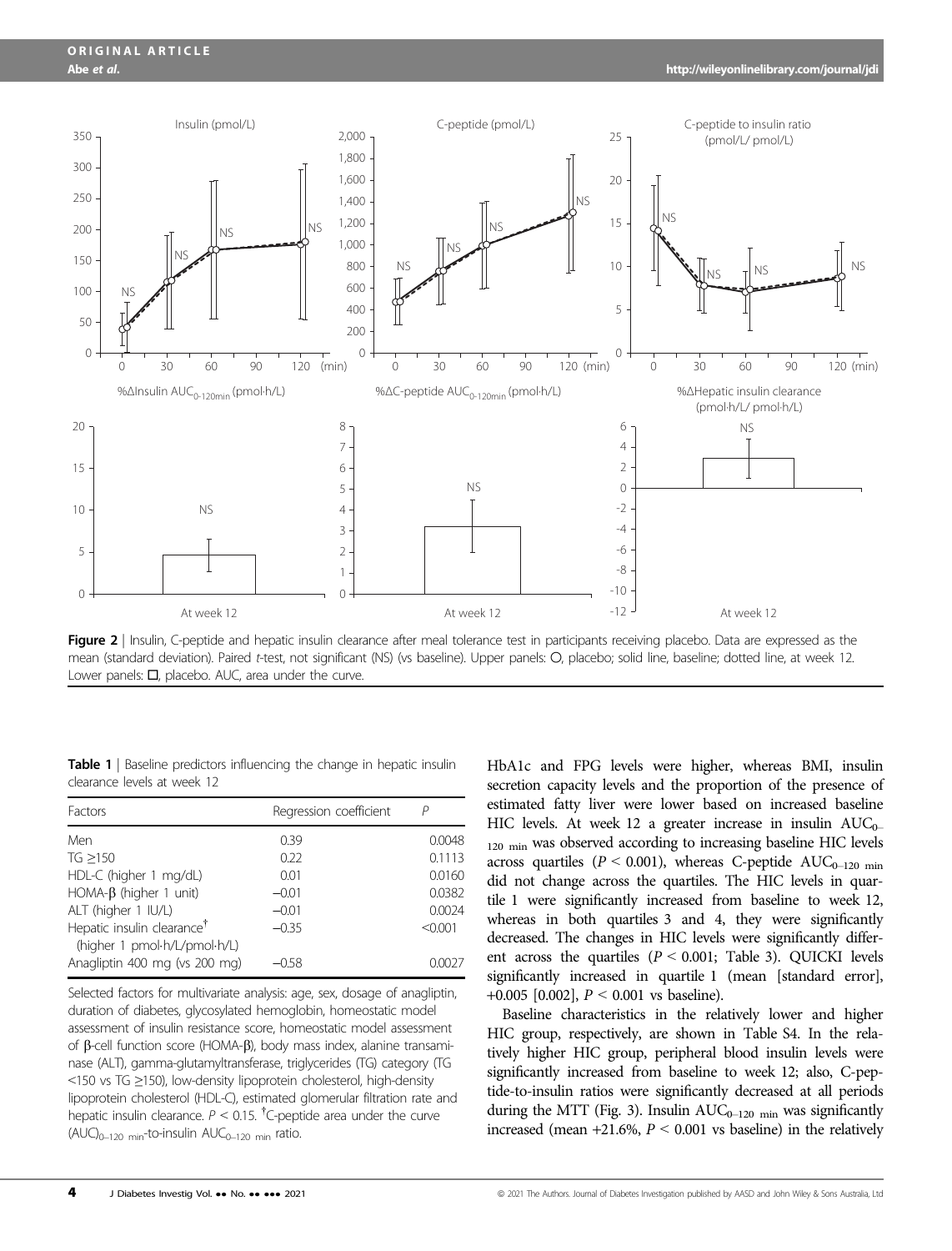Figure 2 | Insulin, C-peptide and hepatic insulin clearance after meal tolerance test in participants receiving placebo. Data are expressed as the mean (standard deviation). Paired *t*-test, not significant (NS) (vs baseline). Upper panels: ○, placebo; solid line, baseline; dotted line, at week 12. Lower panels: □, placebo. AUC, area under the curve.

**Table 1** | Baseline predictors influencing the change in hepatic insulin clearance levels at week 12

| Factors | Regression coefficient | $P$ |
|---|---|---|
| Men | 0.39 | 0.0048 |
| TG ≥150 | 0.22 | 0.1113 |
| HDL-C (higher 1 mg/dL) | 0.01 | 0.0160 |
| HOMA-β (higher 1 unit) | −0.01 | 0.0382 |
| ALT (higher 1 IU/L) | −0.01 | 0.0024 |
| Hepatic insulin clearance[†] (higher 1 pmol·h/L/pmol·h/L) | −0.35 | <0.001 |
| Anagliptin 400 mg (vs 200 mg) | −0.58 | 0.0027 |

Selected factors for multivariate analysis: age, sex, dosage of anagliptin, duration of diabetes, glycosylated hemoglobin, homeostatic model assessment of insulin resistance score, homeostatic model assessment of β-cell function score (HOMA-β), body mass index, alanine transaminase (ALT), gamma-glutamyltransferase, triglycerides (TG) category (TG <150 vs TG ≥150), low-density lipoprotein cholesterol, high-density lipoprotein cholesterol (HDL-C), estimated glomerular filtration rate and hepatic insulin clearance. $P < 0.15$. [†]C-peptide area under the curve $(AUC)_{0\text{–}120\ min}$-to-insulin $AUC_{0\text{–}120\ min}$ ratio.

HbA1c and FPG levels were higher, whereas BMI, insulin secretion capacity levels and the proportion of the presence of estimated fatty liver were lower based on increased baseline HIC levels. At week 12 a greater increase in insulin $AUC_{0\text{–}120\ min}$ was observed according to increasing baseline HIC levels across quartiles ($P < 0.001$), whereas C-peptide $AUC_{0\text{–}120\ min}$ did not change across the quartiles. The HIC levels in quartile 1 were significantly increased from baseline to week 12, whereas in both quartiles 3 and 4, they were significantly decreased. The changes in HIC levels were significantly different across the quartiles ($P < 0.001$; Table 3). QUICKI levels significantly increased in quartile 1 (mean [standard error], +0.005 [0.002], $P < 0.001$ vs baseline).

Baseline characteristics in the relatively lower and higher HIC group, respectively, are shown in Table S4. In the relatively higher HIC group, peripheral blood insulin levels were significantly increased from baseline to week 12; also, C-peptide-to-insulin ratios were significantly decreased at all periods during the MTT (Fig. 3). Insulin $AUC_{0\text{–}120\ min}$ was significantly increased (mean +21.6%, $P < 0.001$ vs baseline) in the relatively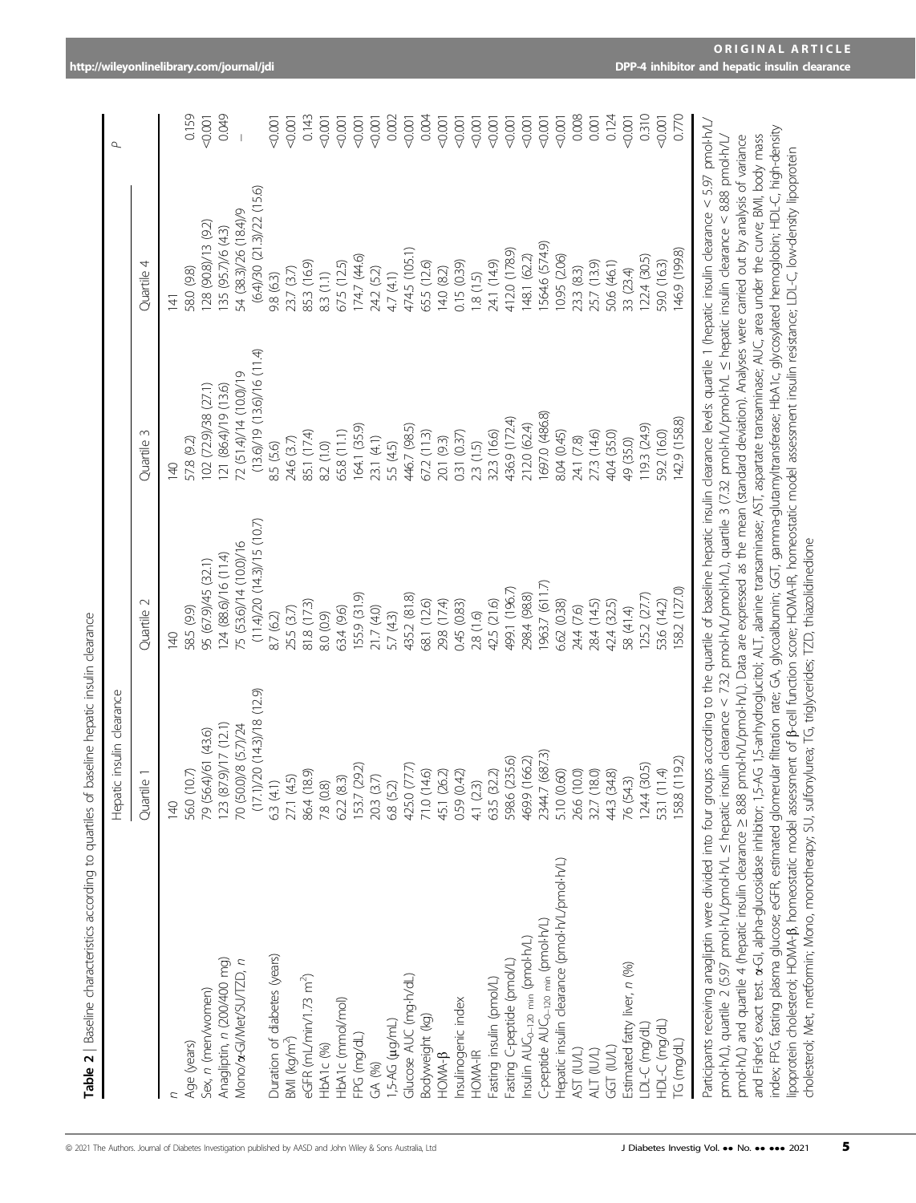**Table 2** | Baseline characteristics according to quartiles of baseline hepatic insulin clearance

| | Hepatic insulin clearance | | | | P |
|---|---|---|---|---|---|
| | Quartile 1 | Quartile 2 | Quartile 3 | Quartile 4 | |
| n | 140 | 140 | 140 | 141 | |
| Age (years) | 56.0 (10.7) | 58.5 (9.9) | 57.8 (9.2) | 58.0 (9.8) | 0.159 |
| Sex, n (men/women) | 79 (56.4)/61 (43.6) | 95 (67.9)/45 (32.1) | 102 (72.9)/38 (27.1) | 128 (90.8)/13 (9.2) | <0.001 |
| Anagliptin, n (200/400 mg) | 123 (87.9)/17 (12.1) | 124 (88.6)/16 (11.4) | 121 (86.4)/19 (13.6) | 135 (95.7)/6 (4.3) | 0.049 |
| Mono/α-GI/Met/SU/TZD, n | 70 (50.0)/8 (5.7)/24 (17.1)/20 (14.3)/18 (12.9) | 75 (53.6)/14 (10.0)/16 (11.4)/20 (14.3)/15 (10.7) | 72 (51.4)/14 (10.0)/19 (13.6)/19 (13.6)/16 (11.4) | 54 (38.3)/26 (18.4)/9 (6.4)/30 (21.3)/22 (15.6) | – |
| Duration of diabetes (years) | 6.3 (4.1) | 8.7 (6.2) | 8.5 (5.6) | 9.8 (6.3) | <0.001 |
| BMI (kg/m$^2$) | 27.1 (4.5) | 25.5 (3.7) | 24.6 (3.7) | 23.7 (3.7) | <0.001 |
| eGFR (mL/min/1.73 m$^2$) | 86.4 (18.9) | 81.8 (17.3) | 85.1 (17.4) | 85.3 (16.9) | 0.143 |
| HbA1c (%) | 7.8 (0.8) | 8.0 (0.9) | 8.2 (1.0) | 8.3 (1.1) | <0.001 |
| HbA1c (mmol/mol) | 62.2 (8.3) | 63.4 (9.6) | 65.8 (11.1) | 67.5 (12.5) | <0.001 |
| FPG (mg/dL) | 153.7 (29.2) | 155.9 (31.9) | 164.1 (35.9) | 174.7 (44.6) | <0.001 |
| GA (%) | 20.3 (3.7) | 21.7 (4.0) | 23.1 (4.1) | 24.2 (5.2) | <0.001 |
| 1,5-AG (μg/mL) | 6.8 (5.2) | 5.7 (4.3) | 5.5 (4.5) | 4.7 (4.1) | 0.002 |
| Glucose AUC (mg·h/dL) | 425.0 (77.7) | 435.2 (81.8) | 446.7 (98.5) | 474.5 (105.1) | <0.001 |
| Bodyweight (kg) | 71.0 (14.6) | 68.1 (12.6) | 67.2 (11.3) | 65.5 (12.6) | 0.004 |
| HOMA-β | 45.1 (26.2) | 29.8 (17.4) | 20.1 (9.3) | 14.0 (8.2) | <0.001 |
| Insulinogenic index | 0.59 (0.42) | 0.45 (0.83) | 0.31 (0.37) | 0.15 (0.39) | <0.001 |
| HOMA-IR | 4.1 (2.3) | 2.8 (1.6) | 2.3 (1.5) | 1.8 (1.5) | <0.001 |
| Fasting insulin (pmol/L) | 63.5 (32.2) | 42.5 (21.6) | 32.3 (16.6) | 24.1 (14.9) | <0.001 |
| Fasting C-peptide (pmol/L) | 598.6 (235.6) | 499.1 (196.7) | 436.9 (172.4) | 412.0 (178.9) | <0.001 |
| Insulin AUC$_{0–120\ min}$ (pmol·h/L) | 469.9 (166.2) | 298.4 (98.8) | 212.0 (62.4) | 148.1 (62.2) | <0.001 |
| C-peptide AUC$_{0–120\ min}$ (pmol·h/L) | 2344.7 (687.3) | 1963.7 (611.7) | 1697.0 (486.8) | 1564.6 (574.9) | <0.001 |
| Hepatic insulin clearance (pmol·h/L/pmol·h/L) | 5.10 (0.60) | 6.62 (0.38) | 8.04 (0.45) | 10.95 (2.06) | <0.001 |
| AST (IU/L) | 26.6 (10.0) | 24.4 (7.6) | 24.1 (7.8) | 23.3 (8.3) | 0.008 |
| ALT (IU/L) | 32.7 (18.0) | 28.4 (14.5) | 27.3 (14.6) | 25.7 (13.9) | 0.001 |
| GGT (IU/L) | 44.3 (34.8) | 42.4 (32.5) | 40.4 (35.0) | 50.6 (46.1) | 0.124 |
| Estimated fatty liver, n (%) | 76 (54.3) | 58 (41.4) | 49 (35.0) | 33 (23.4) | <0.001 |
| LDL-C (mg/dL) | 124.4 (30.5) | 125.2 (27.7) | 119.3 (24.9) | 122.4 (30.5) | 0.310 |
| HDL-C (mg/dL) | 53.1 (11.4) | 53.6 (14.2) | 59.2 (16.0) | 59.0 (16.3) | <0.001 |
| TG (mg/dL) | 158.8 (119.2) | 158.2 (127.0) | 142.9 (158.8) | 146.9 (199.8) | 0.770 |

Participants receiving anagliptin were divided into four groups according to the quartile of baseline hepatic insulin clearance levels: quartile 1 (hepatic insulin clearance < 5.97 pmol·h/L/pmol·h/L), quartile 2 (5.97 pmol·h/L/pmol·h/L ≤ hepatic insulin clearance < 7.32 pmol·h/L/pmol·h/L), quartile 3 (7.32 pmol·h/L/pmol·h/L ≤ hepatic insulin clearance < 8.88 pmol·h/L/pmol·h/L) and quartile 4 (hepatic insulin clearance ≥ 8.88 pmol·h/L/pmol·h/L). Data are expressed as the mean (standard deviation). Analyses were carried out by analysis of variance and Fisher's exact test. α-GI, alpha-glucosidase inhibitor; 1,5-AG 1,5-anhydroglucitol; ALT, alanine transaminase; AST, aspartate transaminase; AUC, area under the curve; BMI, body mass index; FPG, fasting plasma glucose; eGFR, estimated glomerular filtration rate; GA, glycoalbumin; GGT, gamma-glutamyltransferase; HbA1c, glycosylated hemoglobin; HDL-C, high-density lipoprotein cholesterol; HOMA-β, homeostatic model assessment of β-cell function score; HOMA-IR, homeostatic model assessment insulin resistance; LDL-C, low-density lipoprotein cholesterol; Met, metformin; Mono, monotherapy; SU, sulfonylurea; TG, triglycerides; TZD, thiazolidinedione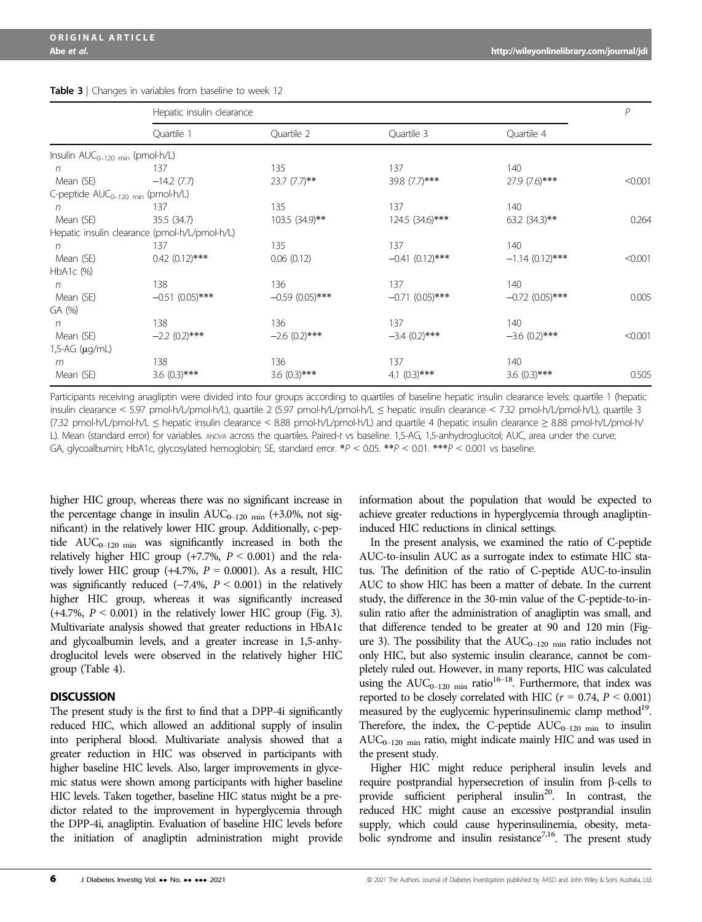**Table 3** | Changes in variables from baseline to week 12

| | Hepatic insulin clearance | | | | *P* |
|---|---|---|---|---|---|
| | Quartile 1 | Quartile 2 | Quartile 3 | Quartile 4 | |
| Insulin $AUC_{0-120\ min}$ (pmol·h/L) | | | | | |
| *n* | 137 | 135 | 137 | 140 | |
| Mean (SE) | −14.2 (7.7) | 23.7 (7.7)** | 39.8 (7.7)*** | 27.9 (7.6)*** | <0.001 |
| C-peptide $AUC_{0-120\ min}$ (pmol·h/L) | | | | | |
| *n* | 137 | 135 | 137 | 140 | |
| Mean (SE) | 35.5 (34.7) | 103.5 (34.9)** | 124.5 (34.6)*** | 63.2 (34.3)** | 0.264 |
| Hepatic insulin clearance (pmol·h/L/pmol·h/L) | | | | | |
| *n* | 137 | 135 | 137 | 140 | |
| Mean (SE) | 0.42 (0.12)*** | 0.06 (0.12) | −0.41 (0.12)*** | −1.14 (0.12)*** | <0.001 |
| HbA1c (%) | | | | | |
| *n* | 138 | 136 | 137 | 140 | |
| Mean (SE) | −0.51 (0.05)*** | −0.59 (0.05)*** | −0.71 (0.05)*** | −0.72 (0.05)*** | 0.005 |
| GA (%) | | | | | |
| *n* | 138 | 136 | 137 | 140 | |
| Mean (SE) | −2.2 (0.2)*** | −2.6 (0.2)*** | −3.4 (0.2)*** | −3.6 (0.2)*** | <0.001 |
| 1,5-AG (μg/mL) | | | | | |
| *m* | 138 | 136 | 137 | 140 | |
| Mean (SE) | 3.6 (0.3)*** | 3.6 (0.3)*** | 4.1 (0.3)*** | 3.6 (0.3)*** | 0.505 |

Participants receiving anagliptin were divided into four groups according to quartiles of baseline hepatic insulin clearance levels: quartile 1 (hepatic insulin clearance < 5.97 pmol·h/L/pmol·h/L), quartile 2 (5.97 pmol·h/L/pmol·h/L ≤ hepatic insulin clearance < 7.32 pmol·h/L/pmol·h/L), quartile 3 (7.32 pmol·h/L/pmol·h/L ≤ hepatic insulin clearance < 8.88 pmol·h/L/pmol·h/L) and quartile 4 (hepatic insulin clearance ≥ 8.88 pmol·h/L/pmol·h/L). Mean (standard error) for variables. ANOVA across the quartiles. Paired-*t* vs baseline. 1,5-AG, 1,5-anhydroglucitol; AUC, area under the curve; GA, glycoalbumin; HbA1c, glycosylated hemoglobin; SE, standard error. \**P* < 0.05. \*\**P* < 0.01. \*\*\**P* < 0.001 vs baseline.

higher HIC group, whereas there was no significant increase in the percentage change in insulin $AUC_{0-120\ min}$ (+3.0%, not significant) in the relatively lower HIC group. Additionally, c-peptide $AUC_{0-120\ min}$ was significantly increased in both the relatively higher HIC group (+7.7%, $P < 0.001$) and the relatively lower HIC group (+4.7%, $P = 0.0001$). As a result, HIC was significantly reduced (−7.4%, $P < 0.001$) in the relatively higher HIC group, whereas it was significantly increased (+4.7%, $P < 0.001$) in the relatively lower HIC group (Fig. 3). Multivariate analysis showed that greater reductions in HbA1c and glycoalbumin levels, and a greater increase in 1,5-anhydroglucitol levels were observed in the relatively higher HIC group (Table 4).

## DISCUSSION

The present study is the first to find that a DPP-4i significantly reduced HIC, which allowed an additional supply of insulin into peripheral blood. Multivariate analysis showed that a greater reduction in HIC was observed in participants with higher baseline HIC levels. Also, larger improvements in glycemic status were shown among participants with higher baseline HIC levels. Taken together, baseline HIC status might be a predictor related to the improvement in hyperglycemia through the DPP-4i, anagliptin. Evaluation of baseline HIC levels before the initiation of anagliptin administration might provide information about the population that would be expected to achieve greater reductions in hyperglycemia through anagliptin-induced HIC reductions in clinical settings.

In the present analysis, we examined the ratio of C-peptide AUC-to-insulin AUC as a surrogate index to estimate HIC status. The definition of the ratio of C-peptide AUC-to-insulin AUC to show HIC has been a matter of debate. In the current study, the difference in the 30-min value of the C-peptide-to-insulin ratio after the administration of anagliptin was small, and that difference tended to be greater at 90 and 120 min (Figure 3). The possibility that the $AUC_{0-120\ min}$ ratio includes not only HIC, but also systemic insulin clearance, cannot be completely ruled out. However, in many reports, HIC was calculated using the $AUC_{0-120\ min}$ ratio[16–18]. Furthermore, that index was reported to be closely correlated with HIC ($r = 0.74$, $P < 0.001$) measured by the euglycemic hyperinsulinemic clamp method[19]. Therefore, the index, the C-peptide $AUC_{0-120\ min}$ to insulin $AUC_{0-120\ min}$ ratio, might indicate mainly HIC and was used in the present study.

Higher HIC might reduce peripheral insulin levels and require postprandial hypersecretion of insulin from β-cells to provide sufficient peripheral insulin[20]. In contrast, the reduced HIC might cause an excessive postprandial insulin supply, which could cause hyperinsulinemia, obesity, metabolic syndrome and insulin resistance[7,16]. The present study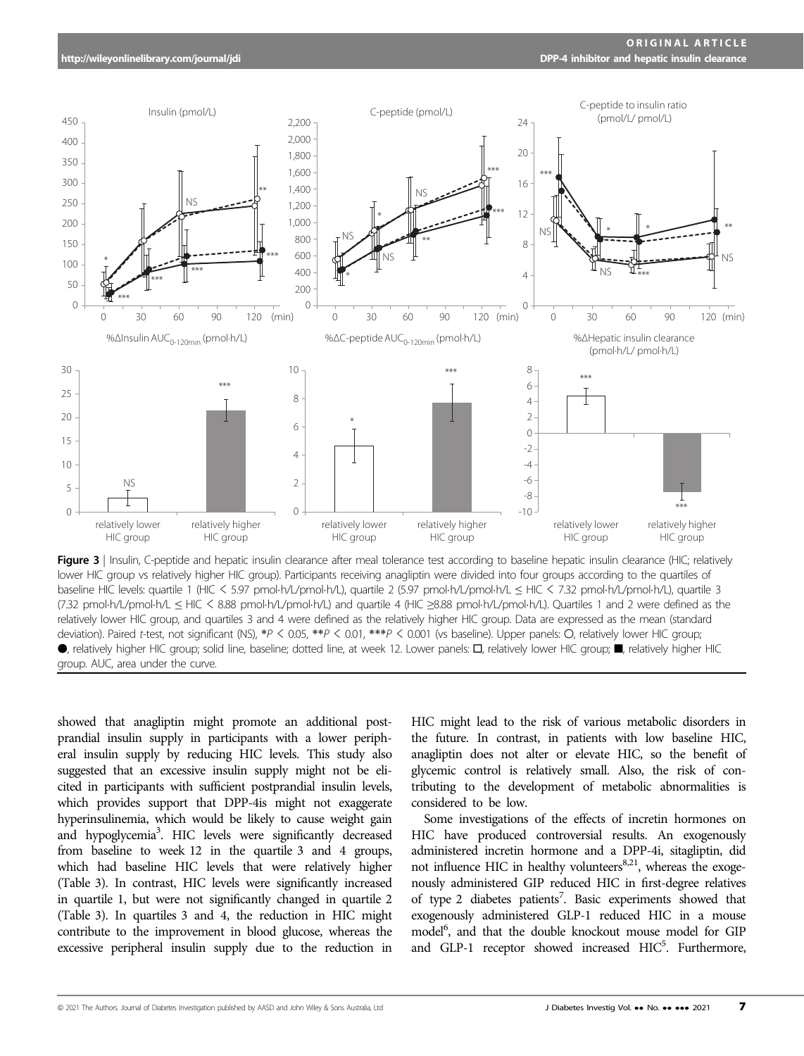**Figure 3** | Insulin, C-peptide and hepatic insulin clearance after meal tolerance test according to baseline hepatic insulin clearance (HIC; relatively lower HIC group vs relatively higher HIC group). Participants receiving anagliptin were divided into four groups according to the quartiles of baseline HIC levels: quartile 1 (HIC < 5.97 pmol·h/L/pmol·h/L), quartile 2 (5.97 pmol·h/L/pmol·h/L ≤ HIC < 7.32 pmol·h/L/pmol·h/L), quartile 3 (7.32 pmol·h/L/pmol·h/L ≤ HIC < 8.88 pmol·h/L/pmol·h/L) and quartile 4 (HIC ≥8.88 pmol·h/L/pmol·h/L). Quartiles 1 and 2 were defined as the relatively lower HIC group, and quartiles 3 and 4 were defined as the relatively higher HIC group. Data are expressed as the mean (standard deviation). Paired *t*-test, not significant (NS), $*P < 0.05$, $**P < 0.01$, $***P < 0.001$ (vs baseline). Upper panels: ○, relatively lower HIC group; ●, relatively higher HIC group; solid line, baseline; dotted line, at week 12. Lower panels: □, relatively lower HIC group; ■, relatively higher HIC group. AUC, area under the curve.

showed that anagliptin might promote an additional postprandial insulin supply in participants with a lower peripheral insulin supply by reducing HIC levels. This study also suggested that an excessive insulin supply might not be elicited in participants with sufficient postprandial insulin levels, which provides support that DPP-4is might not exaggerate hyperinsulinemia, which would be likely to cause weight gain and hypoglycemia[3]. HIC levels were significantly decreased from baseline to week 12 in the quartile 3 and 4 groups, which had baseline HIC levels that were relatively higher (Table 3). In contrast, HIC levels were significantly increased in quartile 1, but were not significantly changed in quartile 2 (Table 3). In quartiles 3 and 4, the reduction in HIC might contribute to the improvement in blood glucose, whereas the excessive peripheral insulin supply due to the reduction in HIC might lead to the risk of various metabolic disorders in the future. In contrast, in patients with low baseline HIC, anagliptin does not alter or elevate HIC, so the benefit of glycemic control is relatively small. Also, the risk of contributing to the development of metabolic abnormalities is considered to be low.

Some investigations of the effects of incretin hormones on HIC have produced controversial results. An exogenously administered incretin hormone and a DPP-4i, sitagliptin, did not influence HIC in healthy volunteers[8,21], whereas the exogenously administered GIP reduced HIC in first-degree relatives of type 2 diabetes patients[7]. Basic experiments showed that exogenously administered GLP-1 reduced HIC in a mouse model[6], and that the double knockout mouse model for GIP and GLP-1 receptor showed increased HIC[5]. Furthermore,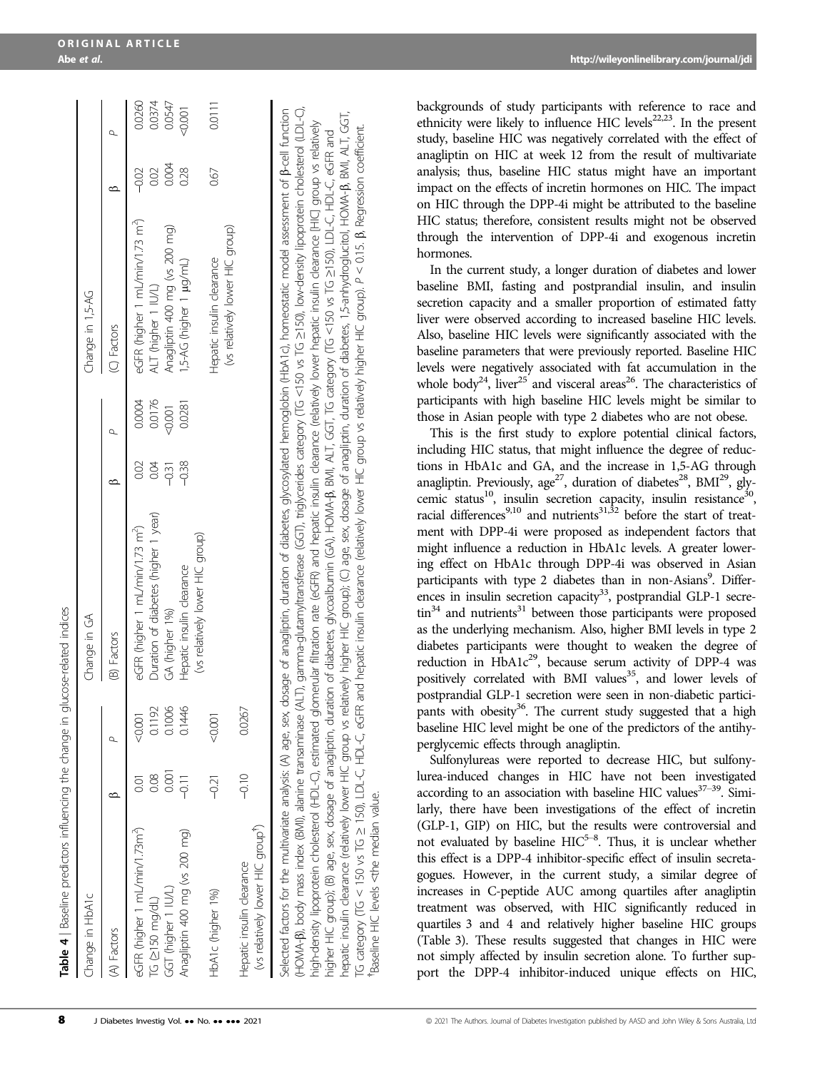**Table 4** | Baseline predictors influencing the change in glucose-related indices

| Change in HbA1c | | | Change in GA | | | Change in 1,5-AG | | |
|---|---|---|---|---|---|---|---|---|
| (A) Factors | β | P | (B) Factors | β | P | (C) Factors | β | P |
| eGFR (higher 1 mL/min/1.73m$^2$) | 0.01 | <0.001 | eGFR (higher 1 mL/min/1.73 m$^2$) | 0.02 | 0.0004 | eGFR (higher 1 mL/min/1.73 m$^2$) | −0.02 | 0.0260 |
| TG (≥150 mg/dL) | 0.08 | 0.1192 | Duration of diabetes (higher 1 year) | 0.04 | 0.0176 | ALT (higher 1 IU/L) | 0.02 | 0.0374 |
| GGT (higher 1 IU/L) | 0.001 | 0.1006 | GA (higher 1%) | −0.31 | <0.001 | Anagliptin 400 mg (vs 200 mg) | 0.004 | 0.0547 |
| Anagliptin 400 mg (vs 200 mg) | −0.11 | 0.1446 | Hepatic insulin clearance (vs relatively lower HIC group) | −0.38 | 0.0281 | 1,5-AG (higher 1 μg/mL) | 0.28 | <0.001 |
| HbA1c (higher 1%) | −0.21 | <0.001 | | | | Hepatic insulin clearance (vs relatively lower HIC group) | 0.67 | 0.0111 |
| Hepatic insulin clearance (vs relatively lower HIC group[†]) | −0.10 | 0.0267 | | | | | | |

Selected factors for the multivariate analysis: (A) age, sex, dosage of anagliptin, duration of diabetes, glycosylated hemoglobin (HbA1c), homeostatic model assessment of β-cell function (HOMA-β), body mass index (BMI), alanine transaminase (ALT), gamma-glutamyltransferase (GGT), triglycerides category (TG <150 vs TG ≥150), low-density lipoprotein cholesterol (LDL-C), high-density lipoprotein cholesterol (HDL-C), estimated glomerular filtration rate (eGFR) and hepatic insulin clearance (relatively lower hepatic insulin clearance [HIC] group vs relatively higher HIC group); (B) age, sex, dosage of anagliptin, duration of diabetes, glycoalbumin (GA), HOMA-β, BMI, ALT, GGT, TG category (TG <150 vs TG ≥150), LDL-C, HDL-C, eGFR and hepatic insulin clearance (relatively lower HIC group vs relatively higher HIC group); (C) age, sex, dosage of anagliptin, duration of diabetes, 1,5-anhydroglucitol, HOMA-β, BMI, ALT, GGT, TG category (TG < 150 vs TG ≥ 150), LDL-C, HDL-C, eGFR and hepatic insulin clearance (relatively lower HIC group vs relatively higher HIC group). $P$ < 0.15. β, Regression coefficient.
[†]Baseline HIC levels <the median value.

backgrounds of study participants with reference to race and ethnicity were likely to influence HIC levels[22,23]. In the present study, baseline HIC was negatively correlated with the effect of anagliptin on HIC at week 12 from the result of multivariate analysis; thus, baseline HIC status might have an important impact on the effects of incretin hormones on HIC. The impact on HIC through the DPP-4i might be attributed to the baseline HIC status; therefore, consistent results might not be observed through the intervention of DPP-4i and exogenous incretin hormones.

In the current study, a longer duration of diabetes and lower baseline BMI, fasting and postprandial insulin, and insulin secretion capacity and a smaller proportion of estimated fatty liver were observed according to increased baseline HIC levels. Also, baseline HIC levels were significantly associated with the baseline parameters that were previously reported. Baseline HIC levels were negatively associated with fat accumulation in the whole body[24], liver[25] and visceral areas[26]. The characteristics of participants with high baseline HIC levels might be similar to those in Asian people with type 2 diabetes who are not obese.

This is the first study to explore potential clinical factors, including HIC status, that might influence the degree of reductions in HbA1c and GA, and the increase in 1,5-AG through anagliptin. Previously, age[27], duration of diabetes[28], BMI[29], glycemic status[10], insulin secretion capacity, insulin resistance[30], racial differences[9,10] and nutrients[31,32] before the start of treatment with DPP-4i were proposed as independent factors that might influence a reduction in HbA1c levels. A greater lowering effect on HbA1c through DPP-4i was observed in Asian participants with type 2 diabetes than in non-Asians[9]. Differences in insulin secretion capacity[33], postprandial GLP-1 secretion[34] and nutrients[31] between those participants were proposed as the underlying mechanism. Also, higher BMI levels in type 2 diabetes participants were thought to weaken the degree of reduction in HbA1c[29], because serum activity of DPP-4 was positively correlated with BMI values[35], and lower levels of postprandial GLP-1 secretion were seen in non-diabetic participants with obesity[36]. The current study suggested that a high baseline HIC level might be one of the predictors of the antihyperglycemic effects through anagliptin.

Sulfonylureas were reported to decrease HIC, but sulfonylurea-induced changes in HIC have not been investigated according to an association with baseline HIC values[37–39]. Similarly, there have been investigations of the effect of incretin (GLP-1, GIP) on HIC, but the results were controversial and not evaluated by baseline HIC[5–8]. Thus, it is unclear whether this effect is a DPP-4 inhibitor-specific effect of insulin secretagogues. However, in the current study, a similar degree of increases in C-peptide AUC among quartiles after anagliptin treatment was observed, with HIC significantly reduced in quartiles 3 and 4 and relatively higher baseline HIC groups (Table 3). These results suggested that changes in HIC were not simply affected by insulin secretion alone. To further support the DPP-4 inhibitor-induced unique effects on HIC,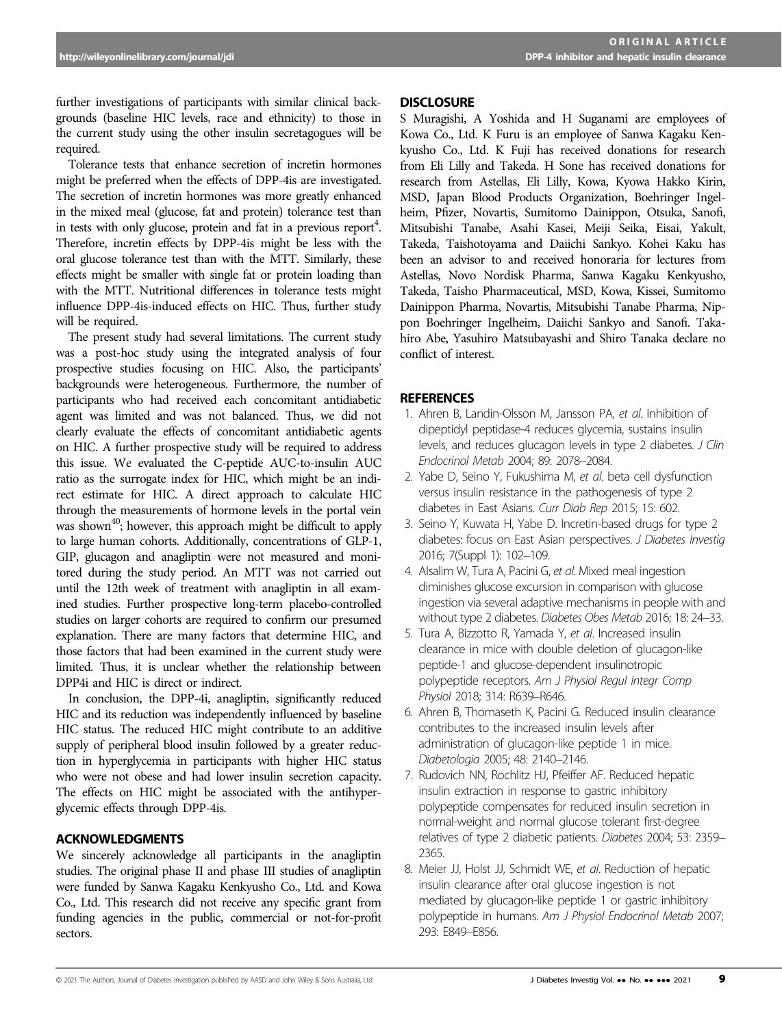further investigations of participants with similar clinical backgrounds (baseline HIC levels, race and ethnicity) to those in the current study using the other insulin secretagogues will be required.

Tolerance tests that enhance secretion of incretin hormones might be preferred when the effects of DPP-4is are investigated. The secretion of incretin hormones was more greatly enhanced in the mixed meal (glucose, fat and protein) tolerance test than in tests with only glucose, protein and fat in a previous report[4]. Therefore, incretin effects by DPP-4is might be less with the oral glucose tolerance test than with the MTT. Similarly, these effects might be smaller with single fat or protein loading than with the MTT. Nutritional differences in tolerance tests might influence DPP-4is-induced effects on HIC. Thus, further study will be required.

The present study had several limitations. The current study was a post-hoc study using the integrated analysis of four prospective studies focusing on HIC. Also, the participants' backgrounds were heterogeneous. Furthermore, the number of participants who had received each concomitant antidiabetic agent was limited and was not balanced. Thus, we did not clearly evaluate the effects of concomitant antidiabetic agents on HIC. A further prospective study will be required to address this issue. We evaluated the C-peptide AUC-to-insulin AUC ratio as the surrogate index for HIC, which might be an indirect estimate for HIC. A direct approach to calculate HIC through the measurements of hormone levels in the portal vein was shown[40]; however, this approach might be difficult to apply to large human cohorts. Additionally, concentrations of GLP-1, GIP, glucagon and anagliptin were not measured and monitored during the study period. An MTT was not carried out until the 12th week of treatment with anagliptin in all examined studies. Further prospective long-term placebo-controlled studies on larger cohorts are required to confirm our presumed explanation. There are many factors that determine HIC, and those factors that had been examined in the current study were limited. Thus, it is unclear whether the relationship between DPP4i and HIC is direct or indirect.

In conclusion, the DPP-4i, anagliptin, significantly reduced HIC and its reduction was independently influenced by baseline HIC status. The reduced HIC might contribute to an additive supply of peripheral blood insulin followed by a greater reduction in hyperglycemia in participants with higher HIC status who were not obese and had lower insulin secretion capacity. The effects on HIC might be associated with the antihyperglycemic effects through DPP-4is.

## ACKNOWLEDGMENTS

We sincerely acknowledge all participants in the anagliptin studies. The original phase II and phase III studies of anagliptin were funded by Sanwa Kagaku Kenkyusho Co., Ltd. and Kowa Co., Ltd. This research did not receive any specific grant from funding agencies in the public, commercial or not-for-profit sectors.

## DISCLOSURE

S Muragishi, A Yoshida and H Suganami are employees of Kowa Co., Ltd. K Furu is an employee of Sanwa Kagaku Kenkyusho Co., Ltd. K Fuji has received donations for research from Eli Lilly and Takeda. H Sone has received donations for research from Astellas, Eli Lilly, Kowa, Kyowa Hakko Kirin, MSD, Japan Blood Products Organization, Boehringer Ingelheim, Pfizer, Novartis, Sumitomo Dainippon, Otsuka, Sanofi, Mitsubishi Tanabe, Asahi Kasei, Meiji Seika, Eisai, Yakult, Takeda, Taishotoyama and Daiichi Sankyo. Kohei Kaku has been an advisor to and received honoraria for lectures from Astellas, Novo Nordisk Pharma, Sanwa Kagaku Kenkyusho, Takeda, Taisho Pharmaceutical, MSD, Kowa, Kissei, Sumitomo Dainippon Pharma, Novartis, Mitsubishi Tanabe Pharma, Nippon Boehringer Ingelheim, Daiichi Sankyo and Sanofi. Takahiro Abe, Yasuhiro Matsubayashi and Shiro Tanaka declare no conflict of interest.

## REFERENCES

1. Ahren B, Landin-Olsson M, Jansson PA, *et al.* Inhibition of dipeptidyl peptidase-4 reduces glycemia, sustains insulin levels, and reduces glucagon levels in type 2 diabetes. *J Clin Endocrinol Metab* 2004; 89: 2078–2084.
2. Yabe D, Seino Y, Fukushima M, *et al.* beta cell dysfunction versus insulin resistance in the pathogenesis of type 2 diabetes in East Asians. *Curr Diab Rep* 2015; 15: 602.
3. Seino Y, Kuwata H, Yabe D. Incretin-based drugs for type 2 diabetes: focus on East Asian perspectives. *J Diabetes Investig* 2016; 7(Suppl 1): 102–109.
4. Alsalim W, Tura A, Pacini G, *et al.* Mixed meal ingestion diminishes glucose excursion in comparison with glucose ingestion via several adaptive mechanisms in people with and without type 2 diabetes. *Diabetes Obes Metab* 2016; 18: 24–33.
5. Tura A, Bizzotto R, Yamada Y, *et al.* Increased insulin clearance in mice with double deletion of glucagon-like peptide-1 and glucose-dependent insulinotropic polypeptide receptors. *Am J Physiol Regul Integr Comp Physiol* 2018; 314: R639–R646.
6. Ahren B, Thomaseth K, Pacini G. Reduced insulin clearance contributes to the increased insulin levels after administration of glucagon-like peptide 1 in mice. *Diabetologia* 2005; 48: 2140–2146.
7. Rudovich NN, Rochlitz HJ, Pfeiffer AF. Reduced hepatic insulin extraction in response to gastric inhibitory polypeptide compensates for reduced insulin secretion in normal-weight and normal glucose tolerant first-degree relatives of type 2 diabetic patients. *Diabetes* 2004; 53: 2359–2365.
8. Meier JJ, Holst JJ, Schmidt WE, *et al.* Reduction of hepatic insulin clearance after oral glucose ingestion is not mediated by glucagon-like peptide 1 or gastric inhibitory polypeptide in humans. *Am J Physiol Endocrinol Metab* 2007; 293: E849–E856.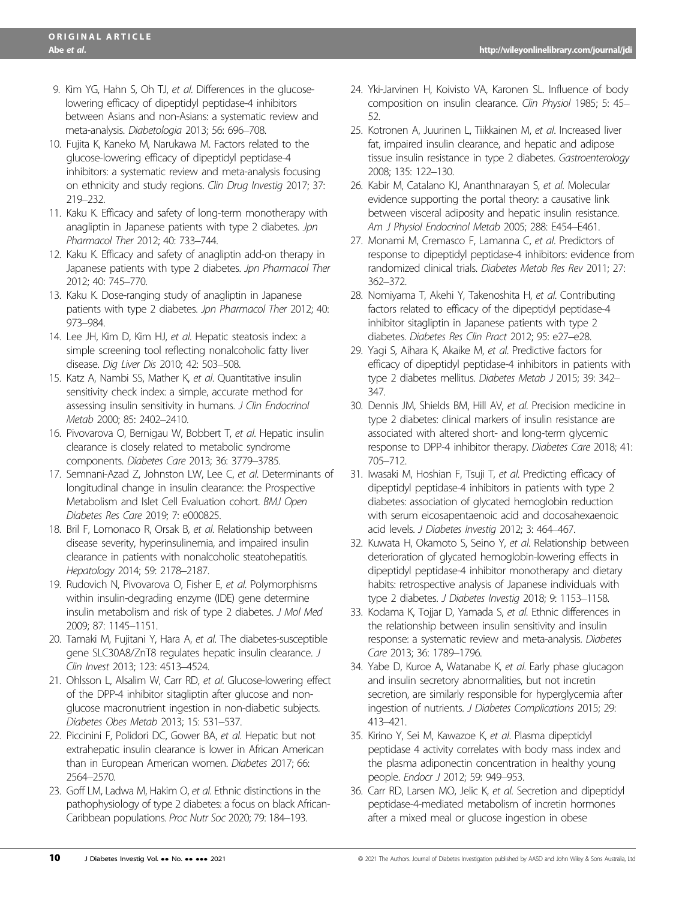9. Kim YG, Hahn S, Oh TJ, *et al*. Differences in the glucose-lowering efficacy of dipeptidyl peptidase-4 inhibitors between Asians and non-Asians: a systematic review and meta-analysis. *Diabetologia* 2013; 56: 696–708.
10. Fujita K, Kaneko M, Narukawa M. Factors related to the glucose-lowering efficacy of dipeptidyl peptidase-4 inhibitors: a systematic review and meta-analysis focusing on ethnicity and study regions. *Clin Drug Investig* 2017; 37: 219–232.
11. Kaku K. Efficacy and safety of long-term monotherapy with anagliptin in Japanese patients with type 2 diabetes. *Jpn Pharmacol Ther* 2012; 40: 733–744.
12. Kaku K. Efficacy and safety of anagliptin add-on therapy in Japanese patients with type 2 diabetes. *Jpn Pharmacol Ther* 2012; 40: 745–770.
13. Kaku K. Dose-ranging study of anagliptin in Japanese patients with type 2 diabetes. *Jpn Pharmacol Ther* 2012; 40: 973–984.
14. Lee JH, Kim D, Kim HJ, *et al*. Hepatic steatosis index: a simple screening tool reflecting nonalcoholic fatty liver disease. *Dig Liver Dis* 2010; 42: 503–508.
15. Katz A, Nambi SS, Mather K, *et al*. Quantitative insulin sensitivity check index: a simple, accurate method for assessing insulin sensitivity in humans. *J Clin Endocrinol Metab* 2000; 85: 2402–2410.
16. Pivovarova O, Bernigau W, Bobbert T, *et al*. Hepatic insulin clearance is closely related to metabolic syndrome components. *Diabetes Care* 2013; 36: 3779–3785.
17. Semnani-Azad Z, Johnston LW, Lee C, *et al*. Determinants of longitudinal change in insulin clearance: the Prospective Metabolism and Islet Cell Evaluation cohort. *BMJ Open Diabetes Res Care* 2019; 7: e000825.
18. Bril F, Lomonaco R, Orsak B, *et al*. Relationship between disease severity, hyperinsulinemia, and impaired insulin clearance in patients with nonalcoholic steatohepatitis. *Hepatology* 2014; 59: 2178–2187.
19. Rudovich N, Pivovarova O, Fisher E, *et al*. Polymorphisms within insulin-degrading enzyme (IDE) gene determine insulin metabolism and risk of type 2 diabetes. *J Mol Med* 2009; 87: 1145–1151.
20. Tamaki M, Fujitani Y, Hara A, *et al*. The diabetes-susceptible gene SLC30A8/ZnT8 regulates hepatic insulin clearance. *J Clin Invest* 2013; 123: 4513–4524.
21. Ohlsson L, Alsalim W, Carr RD, *et al*. Glucose-lowering effect of the DPP-4 inhibitor sitagliptin after glucose and non-glucose macronutrient ingestion in non-diabetic subjects. *Diabetes Obes Metab* 2013; 15: 531–537.
22. Piccinini F, Polidori DC, Gower BA, *et al*. Hepatic but not extrahepatic insulin clearance is lower in African American than in European American women. *Diabetes* 2017; 66: 2564–2570.
23. Goff LM, Ladwa M, Hakim O, *et al*. Ethnic distinctions in the pathophysiology of type 2 diabetes: a focus on black African-Caribbean populations. *Proc Nutr Soc* 2020; 79: 184–193.
24. Yki-Jarvinen H, Koivisto VA, Karonen SL. Influence of body composition on insulin clearance. *Clin Physiol* 1985; 5: 45–52.
25. Kotronen A, Juurinen L, Tiikkainen M, *et al*. Increased liver fat, impaired insulin clearance, and hepatic and adipose tissue insulin resistance in type 2 diabetes. *Gastroenterology* 2008; 135: 122–130.
26. Kabir M, Catalano KJ, Ananthnarayan S, *et al*. Molecular evidence supporting the portal theory: a causative link between visceral adiposity and hepatic insulin resistance. *Am J Physiol Endocrinol Metab* 2005; 288: E454–E461.
27. Monami M, Cremasco F, Lamanna C, *et al*. Predictors of response to dipeptidyl peptidase-4 inhibitors: evidence from randomized clinical trials. *Diabetes Metab Res Rev* 2011; 27: 362–372.
28. Nomiyama T, Akehi Y, Takenoshita H, *et al*. Contributing factors related to efficacy of the dipeptidyl peptidase-4 inhibitor sitagliptin in Japanese patients with type 2 diabetes. *Diabetes Res Clin Pract* 2012; 95: e27–e28.
29. Yagi S, Aihara K, Akaike M, *et al*. Predictive factors for efficacy of dipeptidyl peptidase-4 inhibitors in patients with type 2 diabetes mellitus. *Diabetes Metab J* 2015; 39: 342–347.
30. Dennis JM, Shields BM, Hill AV, *et al*. Precision medicine in type 2 diabetes: clinical markers of insulin resistance are associated with altered short- and long-term glycemic response to DPP-4 inhibitor therapy. *Diabetes Care* 2018; 41: 705–712.
31. Iwasaki M, Hoshian F, Tsuji T, *et al*. Predicting efficacy of dipeptidyl peptidase-4 inhibitors in patients with type 2 diabetes: association of glycated hemoglobin reduction with serum eicosapentaenoic acid and docosahexaenoic acid levels. *J Diabetes Investig* 2012; 3: 464–467.
32. Kuwata H, Okamoto S, Seino Y, *et al*. Relationship between deterioration of glycated hemoglobin-lowering effects in dipeptidyl peptidase-4 inhibitor monotherapy and dietary habits: retrospective analysis of Japanese individuals with type 2 diabetes. *J Diabetes Investig* 2018; 9: 1153–1158.
33. Kodama K, Tojjar D, Yamada S, *et al*. Ethnic differences in the relationship between insulin sensitivity and insulin response: a systematic review and meta-analysis. *Diabetes Care* 2013; 36: 1789–1796.
34. Yabe D, Kuroe A, Watanabe K, *et al*. Early phase glucagon and insulin secretory abnormalities, but not incretin secretion, are similarly responsible for hyperglycemia after ingestion of nutrients. *J Diabetes Complications* 2015; 29: 413–421.
35. Kirino Y, Sei M, Kawazoe K, *et al*. Plasma dipeptidyl peptidase 4 activity correlates with body mass index and the plasma adiponectin concentration in healthy young people. *Endocr J* 2012; 59: 949–953.
36. Carr RD, Larsen MO, Jelic K, *et al*. Secretion and dipeptidyl peptidase-4-mediated metabolism of incretin hormones after a mixed meal or glucose ingestion in obese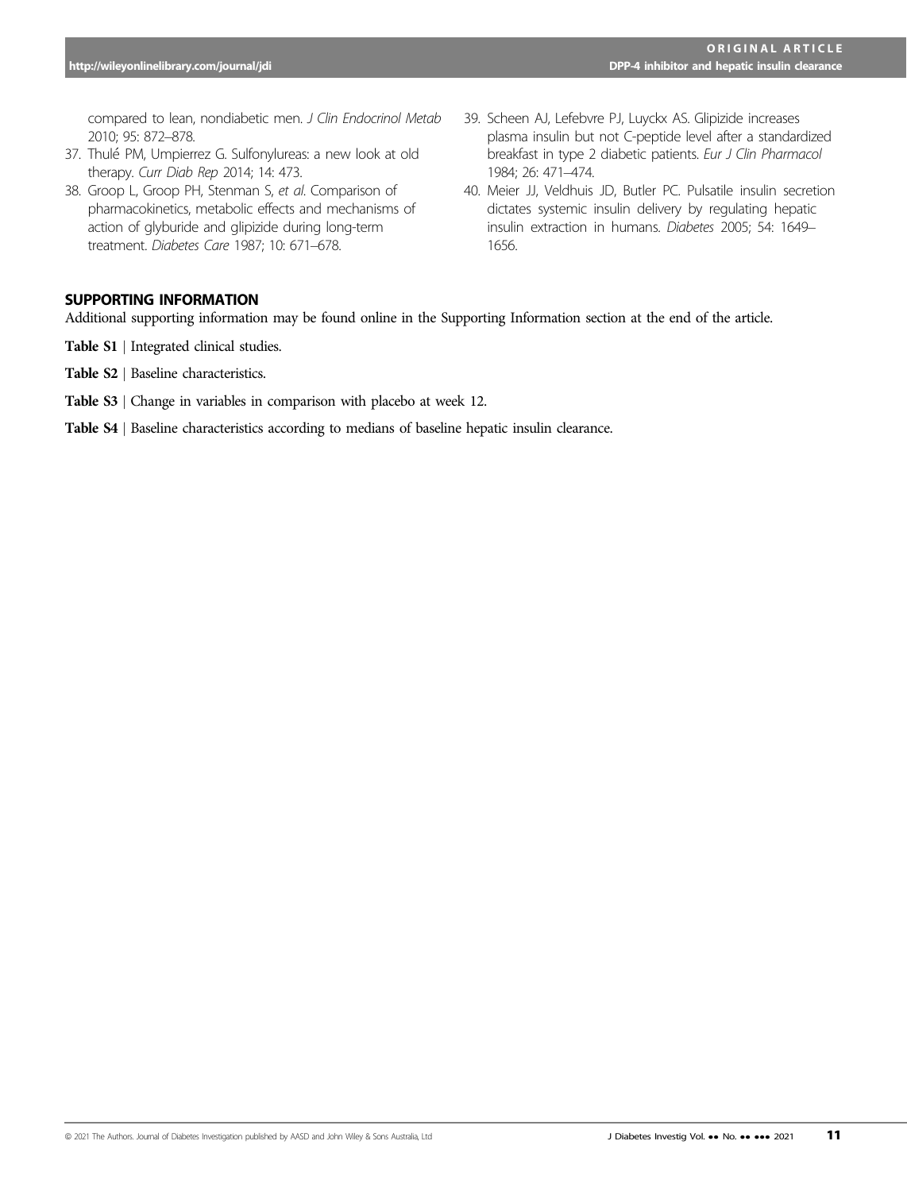compared to lean, nondiabetic men. *J Clin Endocrinol Metab* 2010; 95: 872–878.

37. Thulé PM, Umpierrez G. Sulfonylureas: a new look at old therapy. *Curr Diab Rep* 2014; 14: 473.
38. Groop L, Groop PH, Stenman S, *et al.* Comparison of pharmacokinetics, metabolic effects and mechanisms of action of glyburide and glipizide during long-term treatment. *Diabetes Care* 1987; 10: 671–678.
39. Scheen AJ, Lefebvre PJ, Luyckx AS. Glipizide increases plasma insulin but not C-peptide level after a standardized breakfast in type 2 diabetic patients. *Eur J Clin Pharmacol* 1984; 26: 471–474.
40. Meier JJ, Veldhuis JD, Butler PC. Pulsatile insulin secretion dictates systemic insulin delivery by regulating hepatic insulin extraction in humans. *Diabetes* 2005; 54: 1649–1656.

## SUPPORTING INFORMATION

Additional supporting information may be found online in the Supporting Information section at the end of the article.

**Table S1** | Integrated clinical studies.

**Table S2** | Baseline characteristics.

**Table S3** | Change in variables in comparison with placebo at week 12.

**Table S4** | Baseline characteristics according to medians of baseline hepatic insulin clearance.